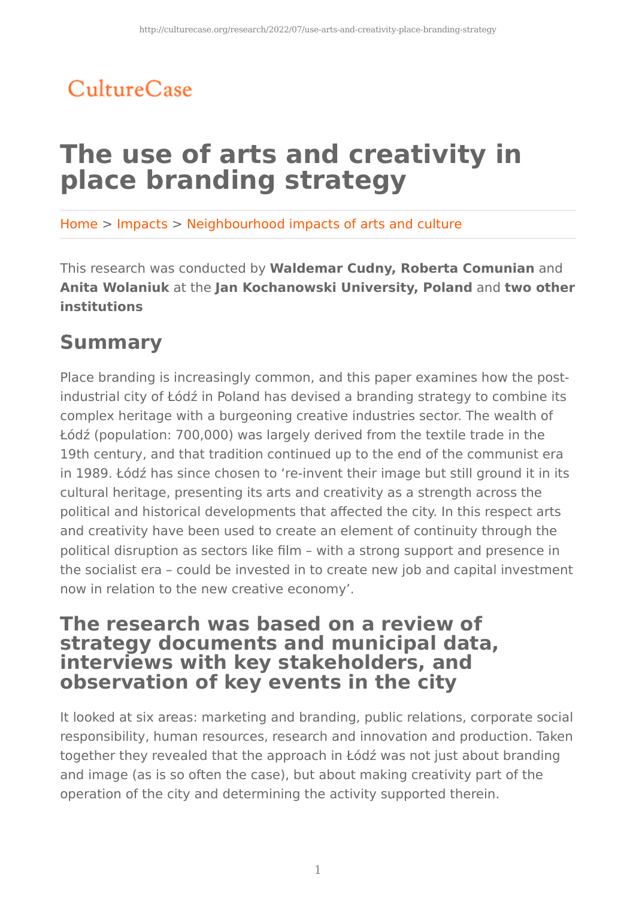CultureCase

# The use of arts and creativity in place branding strategy

Home > Impacts > Neighbourhood impacts of arts and culture

This research was conducted by **Waldemar Cudny, Roberta Comunian** and **Anita Wolaniuk** at the **Jan Kochanowski University, Poland** and **two other institutions**

## Summary

Place branding is increasingly common, and this paper examines how the post-industrial city of Łódź in Poland has devised a branding strategy to combine its complex heritage with a burgeoning creative industries sector. The wealth of Łódź (population: 700,000) was largely derived from the textile trade in the 19th century, and that tradition continued up to the end of the communist era in 1989. Łódź has since chosen to 're-invent their image but still ground it in its cultural heritage, presenting its arts and creativity as a strength across the political and historical developments that affected the city. In this respect arts and creativity have been used to create an element of continuity through the political disruption as sectors like film – with a strong support and presence in the socialist era – could be invested in to create new job and capital investment now in relation to the new creative economy'.

### The research was based on a review of strategy documents and municipal data, interviews with key stakeholders, and observation of key events in the city

It looked at six areas: marketing and branding, public relations, corporate social responsibility, human resources, research and innovation and production. Taken together they revealed that the approach in Łódź was not just about branding and image (as is so often the case), but about making creativity part of the operation of the city and determining the activity supported therein.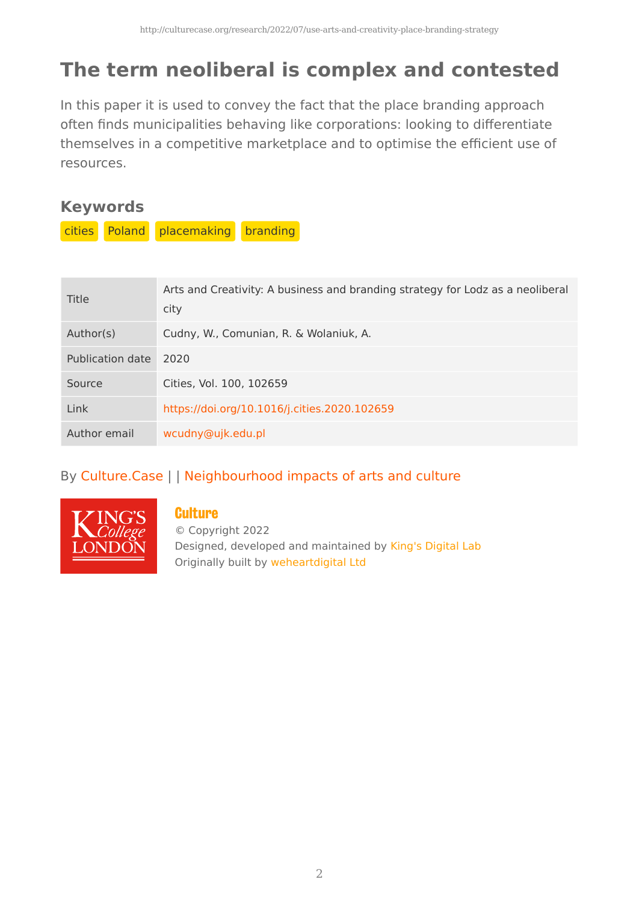# The term neoliberal is complex and contested

In this paper it is used to convey the fact that the place branding approach often finds municipalities behaving like corporations: looking to differentiate themselves in a competitive marketplace and to optimise the efficient use of resources.

## Keywords

cities Poland placemaking branding

| | |
|---|---|
| Title | Arts and Creativity: A business and branding strategy for Lodz as a neoliberal city |
| Author(s) | Cudny, W., Comunian, R. & Wolaniuk, A. |
| Publication date | 2020 |
| Source | Cities, Vol. 100, 102659 |
| Link | https://doi.org/10.1016/j.cities.2020.102659 |
| Author email | wcudny@ujk.edu.pl |

By Culture.Case | | Neighbourhood impacts of arts and culture

KING'S College LONDON

Culture
© Copyright 2022
Designed, developed and maintained by King's Digital Lab
Originally built by weheartdigital Ltd